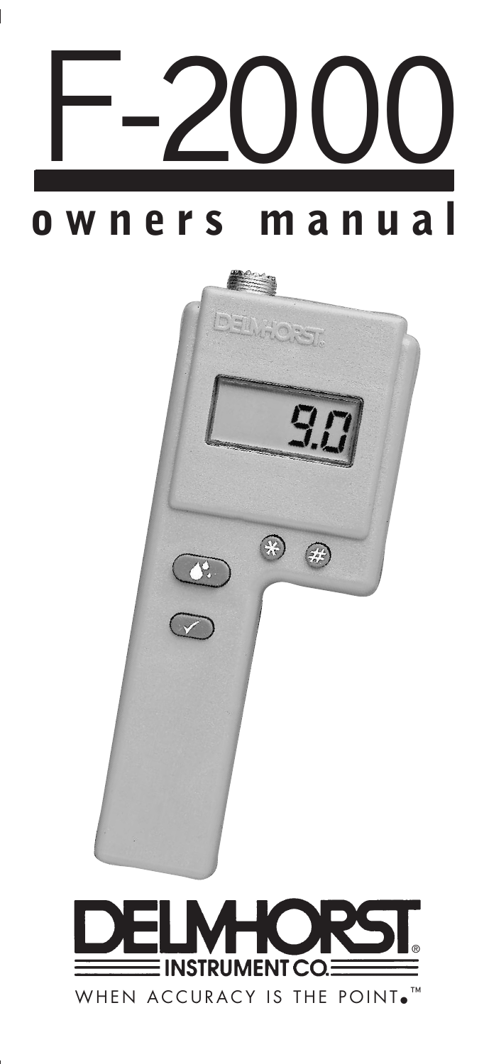# F-2000

## owners manual

DELMHORST INSTRUMENT CO.

WHEN ACCURACY IS THE POINT.™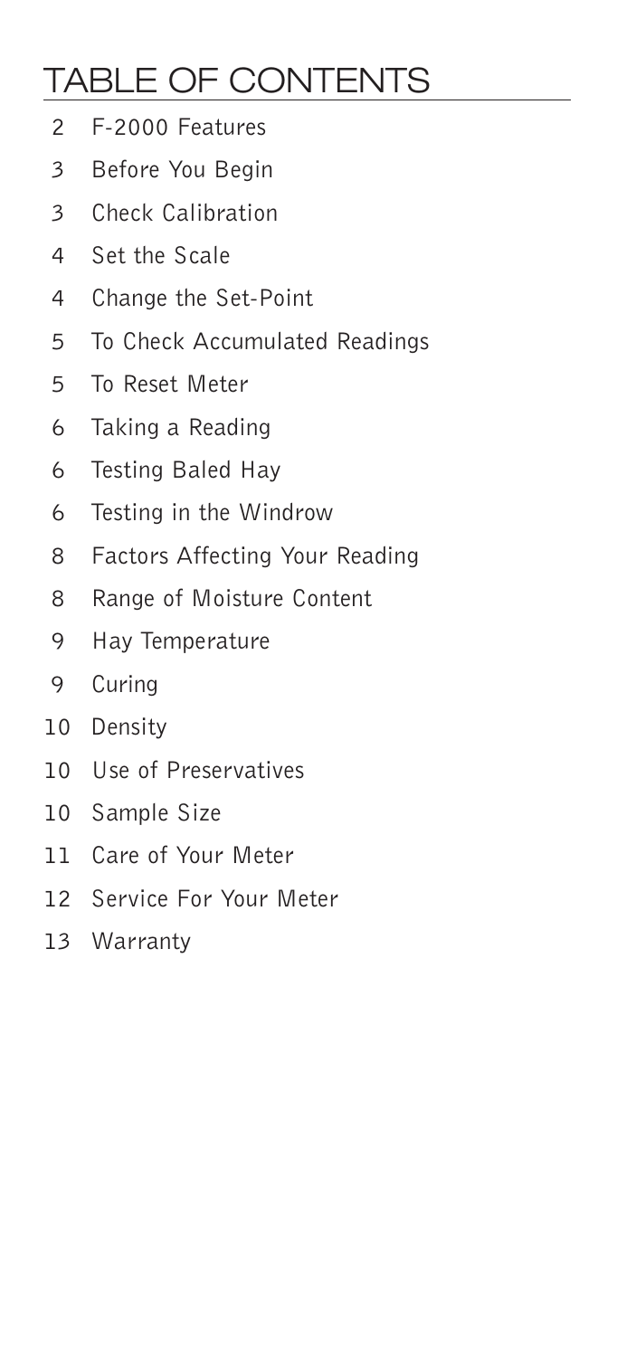# TABLE OF CONTENTS

| | |
|---|---|
| 2 | F-2000 Features |
| 3 | Before You Begin |
| 3 | Check Calibration |
| 4 | Set the Scale |
| 4 | Change the Set-Point |
| 5 | To Check Accumulated Readings |
| 5 | To Reset Meter |
| 6 | Taking a Reading |
| 6 | Testing Baled Hay |
| 6 | Testing in the Windrow |
| 8 | Factors Affecting Your Reading |
| 8 | Range of Moisture Content |
| 9 | Hay Temperature |
| 9 | Curing |
| 10 | Density |
| 10 | Use of Preservatives |
| 10 | Sample Size |
| 11 | Care of Your Meter |
| 12 | Service For Your Meter |
| 13 | Warranty |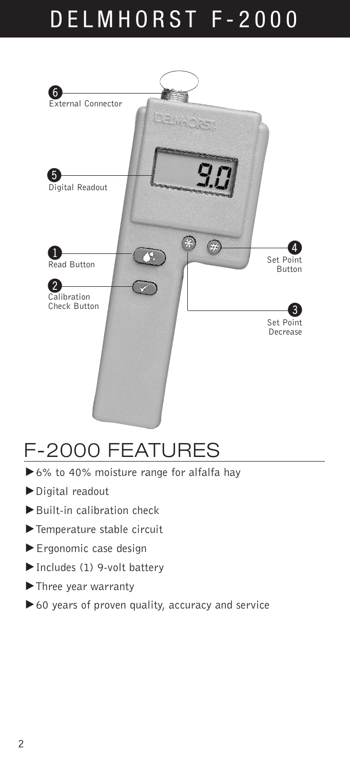# DELMHORST F-2000

6 External Connector

5 Digital Readout

1 Read Button

2 Calibration Check Button

4 Set Point Button

3 Set Point Decrease

## F-2000 FEATURES

- 6% to 40% moisture range for alfalfa hay
- Digital readout
- Built-in calibration check
- Temperature stable circuit
- Ergonomic case design
- Includes (1) 9-volt battery
- Three year warranty
- 60 years of proven quality, accuracy and service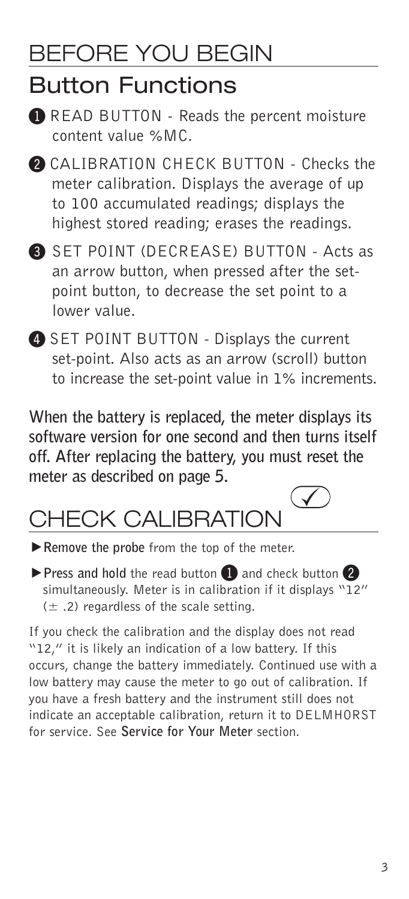# BEFORE YOU BEGIN

## Button Functions

1. READ BUTTON - Reads the percent moisture content value %MC.
2. CALIBRATION CHECK BUTTON - Checks the meter calibration. Displays the average of up to 100 accumulated readings; displays the highest stored reading; erases the readings.
3. SET POINT (DECREASE) BUTTON - Acts as an arrow button, when pressed after the set-point button, to decrease the set point to a lower value.
4. SET POINT BUTTON - Displays the current set-point. Also acts as an arrow (scroll) button to increase the set-point value in 1% increments.

**When the battery is replaced, the meter displays its software version for one second and then turns itself off. After replacing the battery, you must reset the meter as described on page 5.**

# CHECK CALIBRATION

- ▶**Remove the probe** from the top of the meter.
- ▶**Press and hold** the read button 1 and check button 2 simultaneously. Meter is in calibration if it displays "12" (± .2) regardless of the scale setting.

If you check the calibration and the display does not read "12," it is likely an indication of a low battery. If this occurs, change the battery immediately. Continued use with a low battery may cause the meter to go out of calibration. If you have a fresh battery and the instrument still does not indicate an acceptable calibration, return it to DELMHORST for service. See **Service for Your Meter** section.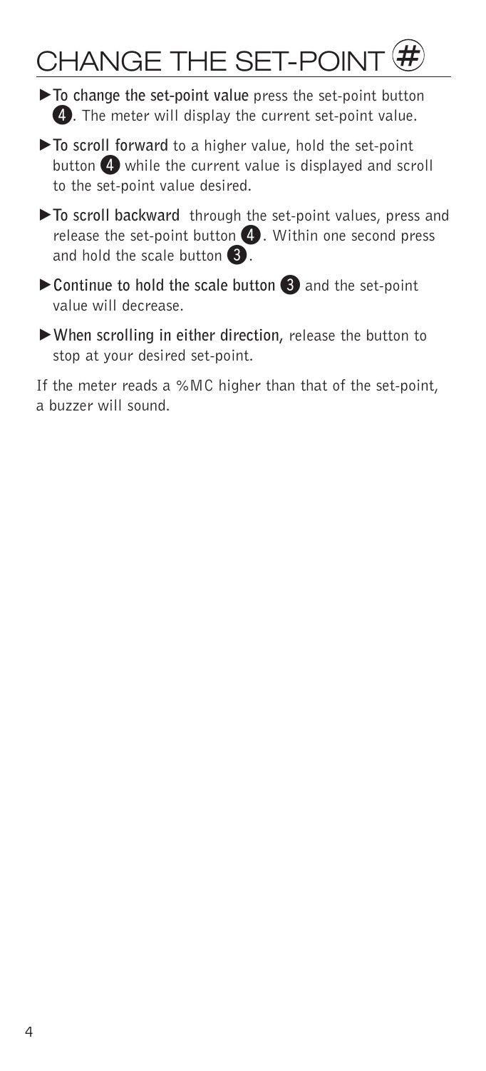# CHANGE THE SET-POINT #

- **To change the set-point value** press the set-point button 4. The meter will display the current set-point value.
- **To scroll forward** to a higher value, hold the set-point button 4 while the current value is displayed and scroll to the set-point value desired.
- **To scroll backward** through the set-point values, press and release the set-point button 4. Within one second press and hold the scale button 3.
- **Continue to hold the scale button** 3 and the set-point value will decrease.
- **When scrolling in either direction,** release the button to stop at your desired set-point.

If the meter reads a %MC higher than that of the set-point, a buzzer will sound.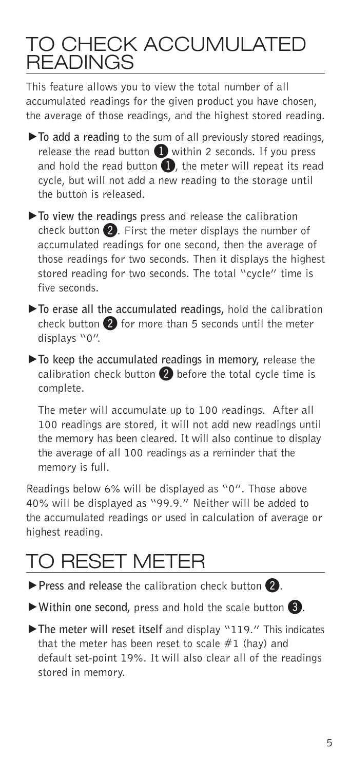# TO CHECK ACCUMULATED READINGS

This feature allows you to view the total number of all accumulated readings for the given product you have chosen, the average of those readings, and the highest stored reading.

- ▶**To add a reading** to the sum of all previously stored readings, release the read button ❶ within 2 seconds. If you press and hold the read button ❶, the meter will repeat its read cycle, but will not add a new reading to the storage until the button is released.
- ▶**To view the readings** press and release the calibration check button ❷. First the meter displays the number of accumulated readings for one second, then the average of those readings for two seconds. Then it displays the highest stored reading for two seconds. The total "cycle" time is five seconds.
- ▶**To erase all the accumulated readings,** hold the calibration check button ❷ for more than 5 seconds until the meter displays "0".
- ▶**To keep the accumulated readings in memory,** release the calibration check button ❷ before the total cycle time is complete.

  The meter will accumulate up to 100 readings. After all 100 readings are stored, it will not add new readings until the memory has been cleared. It will also continue to display the average of all 100 readings as a reminder that the memory is full.

Readings below 6% will be displayed as "0". Those above 40% will be displayed as "99.9." Neither will be added to the accumulated readings or used in calculation of average or highest reading.

# TO RESET METER

- ▶**Press and release** the calibration check button ❷.
- ▶**Within one second,** press and hold the scale button ❸.
- ▶**The meter will reset itself** and display "119." This indicates that the meter has been reset to scale #1 (hay) and default set-point 19%. It will also clear all of the readings stored in memory.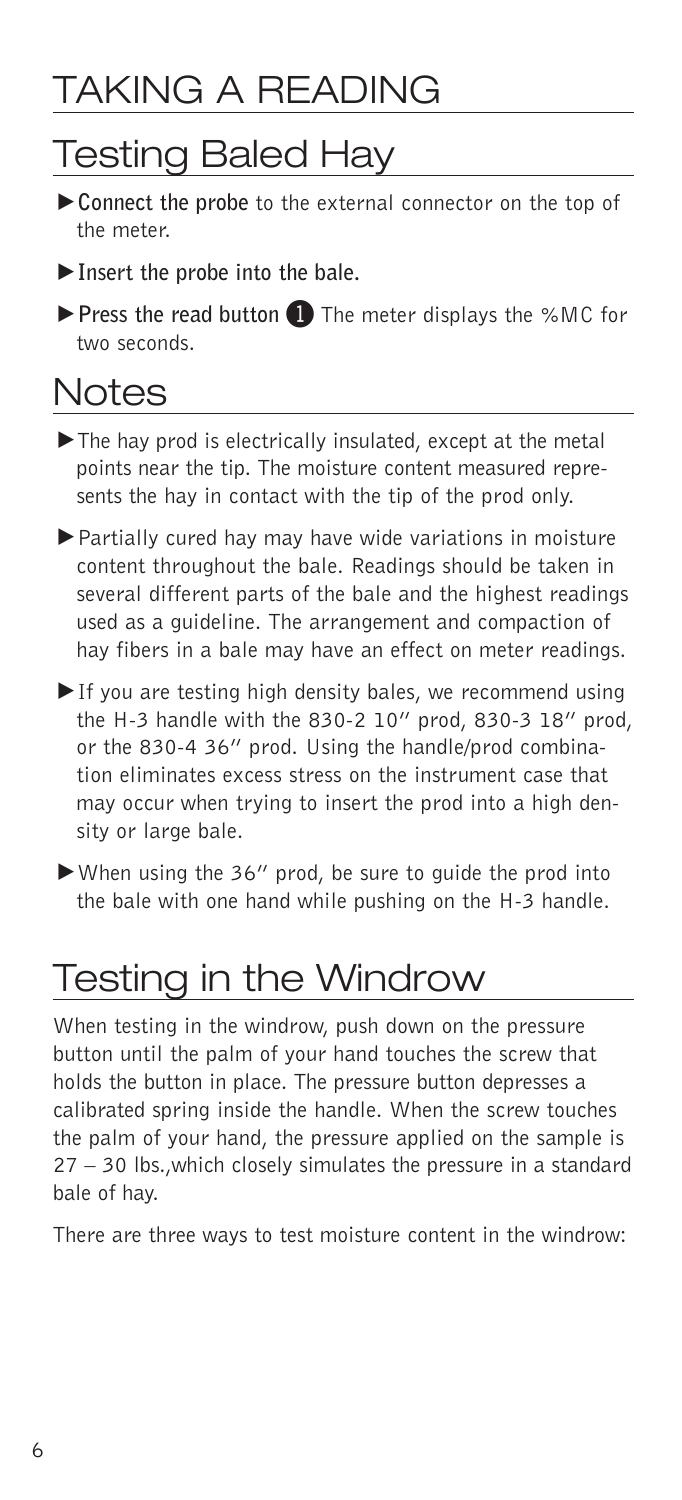# TAKING A READING

## Testing Baled Hay

- **Connect the probe** to the external connector on the top of the meter.
- **Insert the probe into the bale.**
- **Press the read button** ❶ The meter displays the %MC for two seconds.

## Notes

- The hay prod is electrically insulated, except at the metal points near the tip. The moisture content measured represents the hay in contact with the tip of the prod only.
- Partially cured hay may have wide variations in moisture content throughout the bale. Readings should be taken in several different parts of the bale and the highest readings used as a guideline. The arrangement and compaction of hay fibers in a bale may have an effect on meter readings.
- If you are testing high density bales, we recommend using the H-3 handle with the 830-2 10″ prod, 830-3 18″ prod, or the 830-4 36″ prod. Using the handle/prod combination eliminates excess stress on the instrument case that may occur when trying to insert the prod into a high density or large bale.
- When using the 36″ prod, be sure to guide the prod into the bale with one hand while pushing on the H-3 handle.

## Testing in the Windrow

When testing in the windrow, push down on the pressure button until the palm of your hand touches the screw that holds the button in place. The pressure button depresses a calibrated spring inside the handle. When the screw touches the palm of your hand, the pressure applied on the sample is 27 – 30 lbs.,which closely simulates the pressure in a standard bale of hay.

There are three ways to test moisture content in the windrow: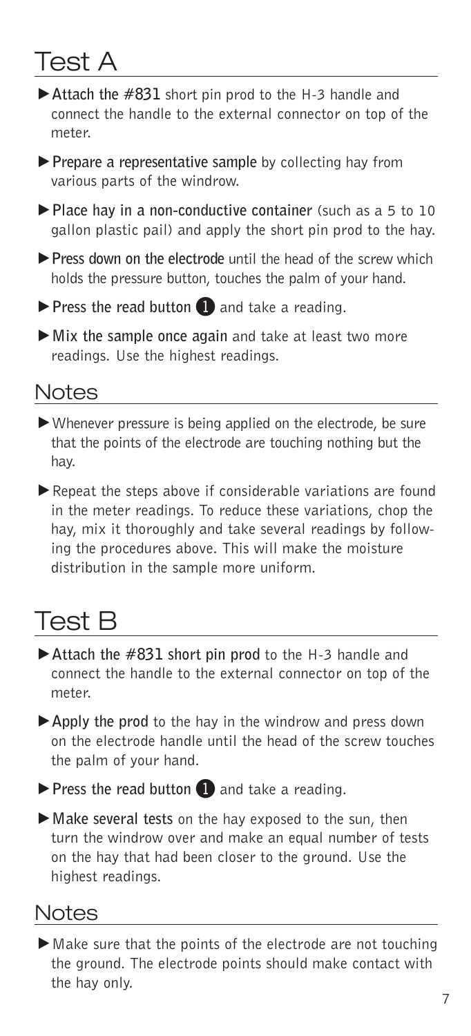# Test A

- **Attach the #831** short pin prod to the H-3 handle and connect the handle to the external connector on top of the meter.
- **Prepare a representative sample** by collecting hay from various parts of the windrow.
- **Place hay in a non-conductive container** (such as a 5 to 10 gallon plastic pail) and apply the short pin prod to the hay.
- **Press down on the electrode** until the head of the screw which holds the pressure button, touches the palm of your hand.
- **Press the read button** ❶ and take a reading.
- **Mix the sample once again** and take at least two more readings. Use the highest readings.

## Notes

- Whenever pressure is being applied on the electrode, be sure that the points of the electrode are touching nothing but the hay.
- Repeat the steps above if considerable variations are found in the meter readings. To reduce these variations, chop the hay, mix it thoroughly and take several readings by following the procedures above. This will make the moisture distribution in the sample more uniform.

# Test B

- **Attach the #831 short pin prod** to the H-3 handle and connect the handle to the external connector on top of the meter.
- **Apply the prod** to the hay in the windrow and press down on the electrode handle until the head of the screw touches the palm of your hand.
- **Press the read button** ❶ and take a reading.
- **Make several tests** on the hay exposed to the sun, then turn the windrow over and make an equal number of tests on the hay that had been closer to the ground. Use the highest readings.

## Notes

- Make sure that the points of the electrode are not touching the ground. The electrode points should make contact with the hay only.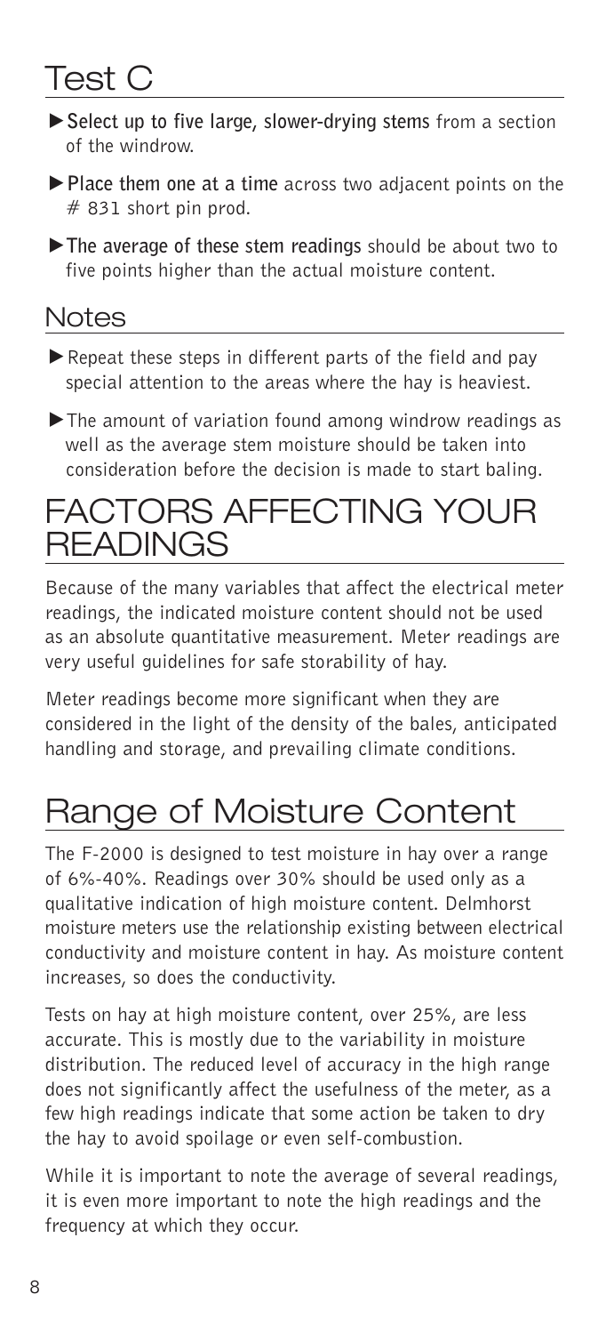# Test C

- **Select up to five large, slower-drying stems** from a section of the windrow.
- **Place them one at a time** across two adjacent points on the # 831 short pin prod.
- **The average of these stem readings** should be about two to five points higher than the actual moisture content.

## Notes

- Repeat these steps in different parts of the field and pay special attention to the areas where the hay is heaviest.
- The amount of variation found among windrow readings as well as the average stem moisture should be taken into consideration before the decision is made to start baling.

# FACTORS AFFECTING YOUR READINGS

Because of the many variables that affect the electrical meter readings, the indicated moisture content should not be used as an absolute quantitative measurement. Meter readings are very useful guidelines for safe storability of hay.

Meter readings become more significant when they are considered in the light of the density of the bales, anticipated handling and storage, and prevailing climate conditions.

# Range of Moisture Content

The F-2000 is designed to test moisture in hay over a range of 6%-40%. Readings over 30% should be used only as a qualitative indication of high moisture content. Delmhorst moisture meters use the relationship existing between electrical conductivity and moisture content in hay. As moisture content increases, so does the conductivity.

Tests on hay at high moisture content, over 25%, are less accurate. This is mostly due to the variability in moisture distribution. The reduced level of accuracy in the high range does not significantly affect the usefulness of the meter, as a few high readings indicate that some action be taken to dry the hay to avoid spoilage or even self-combustion.

While it is important to note the average of several readings, it is even more important to note the high readings and the frequency at which they occur.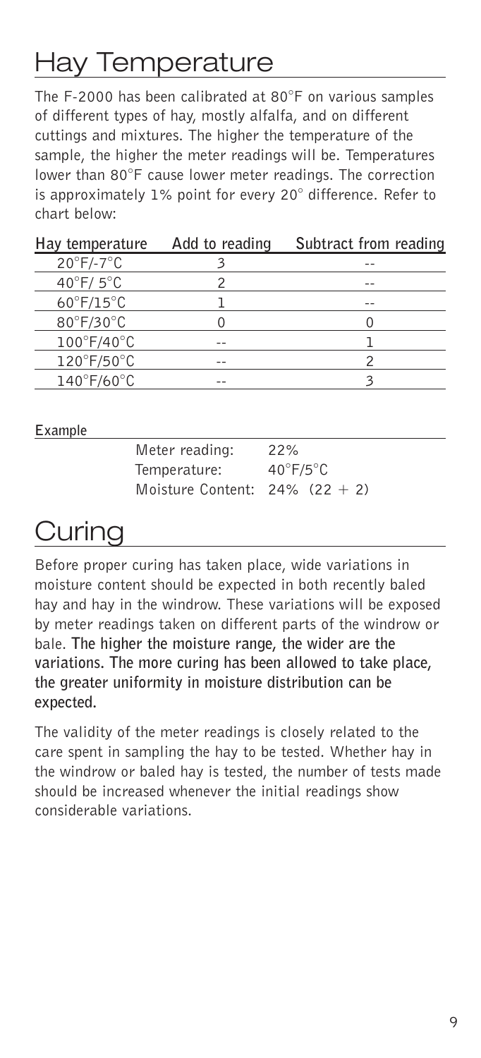# Hay Temperature

The F-2000 has been calibrated at 80°F on various samples of different types of hay, mostly alfalfa, and on different cuttings and mixtures. The higher the temperature of the sample, the higher the meter readings will be. Temperatures lower than 80°F cause lower meter readings. The correction is approximately 1% point for every 20° difference. Refer to chart below:

| Hay temperature | Add to reading | Subtract from reading |
|---|---|---|
| 20°F/-7°C | 3 | -- |
| 40°F/ 5°C | 2 | -- |
| 60°F/15°C | 1 | -- |
| 80°F/30°C | 0 | 0 |
| 100°F/40°C | -- | 1 |
| 120°F/50°C | -- | 2 |
| 140°F/60°C | -- | 3 |

**Example**

| | |
|---|---|
| Meter reading: | 22% |
| Temperature: | 40°F/5°C |
| Moisture Content: | 24% (22 + 2) |

# Curing

Before proper curing has taken place, wide variations in moisture content should be expected in both recently baled hay and hay in the windrow. These variations will be exposed by meter readings taken on different parts of the windrow or bale. **The higher the moisture range, the wider are the variations. The more curing has been allowed to take place, the greater uniformity in moisture distribution can be expected.**

The validity of the meter readings is closely related to the care spent in sampling the hay to be tested. Whether hay in the windrow or baled hay is tested, the number of tests made should be increased whenever the initial readings show considerable variations.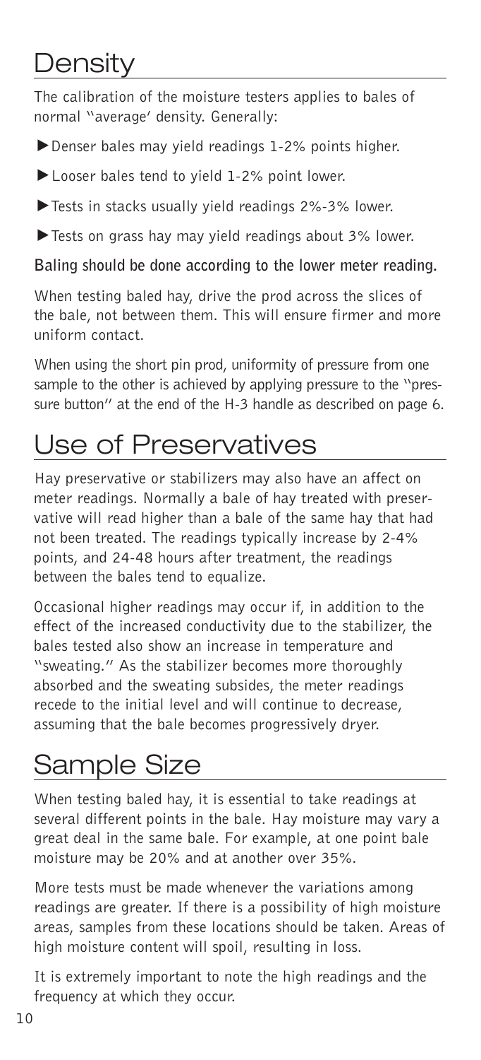# Density

The calibration of the moisture testers applies to bales of normal ''average' density. Generally:

- Denser bales may yield readings 1-2% points higher.
- Looser bales tend to yield 1-2% point lower.
- Tests in stacks usually yield readings 2%-3% lower.
- Tests on grass hay may yield readings about 3% lower.

**Baling should be done according to the lower meter reading.**

When testing baled hay, drive the prod across the slices of the bale, not between them. This will ensure firmer and more uniform contact.

When using the short pin prod, uniformity of pressure from one sample to the other is achieved by applying pressure to the ''pressure button'' at the end of the H-3 handle as described on page 6.

# Use of Preservatives

Hay preservative or stabilizers may also have an affect on meter readings. Normally a bale of hay treated with preservative will read higher than a bale of the same hay that had not been treated. The readings typically increase by 2-4% points, and 24-48 hours after treatment, the readings between the bales tend to equalize.

Occasional higher readings may occur if, in addition to the effect of the increased conductivity due to the stabilizer, the bales tested also show an increase in temperature and ''sweating.'' As the stabilizer becomes more thoroughly absorbed and the sweating subsides, the meter readings recede to the initial level and will continue to decrease, assuming that the bale becomes progressively dryer.

# Sample Size

When testing baled hay, it is essential to take readings at several different points in the bale. Hay moisture may vary a great deal in the same bale. For example, at one point bale moisture may be 20% and at another over 35%.

More tests must be made whenever the variations among readings are greater. If there is a possibility of high moisture areas, samples from these locations should be taken. Areas of high moisture content will spoil, resulting in loss.

It is extremely important to note the high readings and the frequency at which they occur.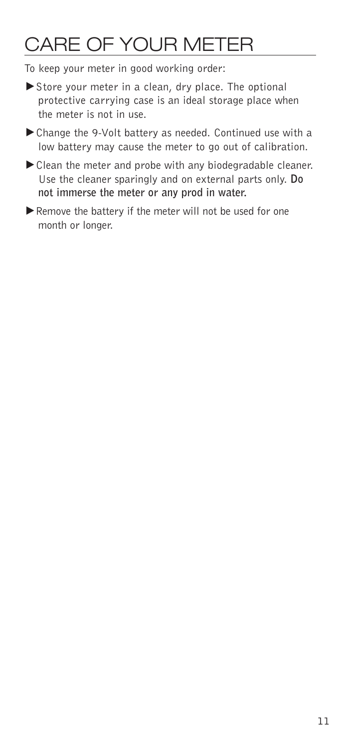# CARE OF YOUR METER

To keep your meter in good working order:

- Store your meter in a clean, dry place. The optional protective carrying case is an ideal storage place when the meter is not in use.
- Change the 9-Volt battery as needed. Continued use with a low battery may cause the meter to go out of calibration.
- Clean the meter and probe with any biodegradable cleaner. Use the cleaner sparingly and on external parts only. **Do not immerse the meter or any prod in water.**
- Remove the battery if the meter will not be used for one month or longer.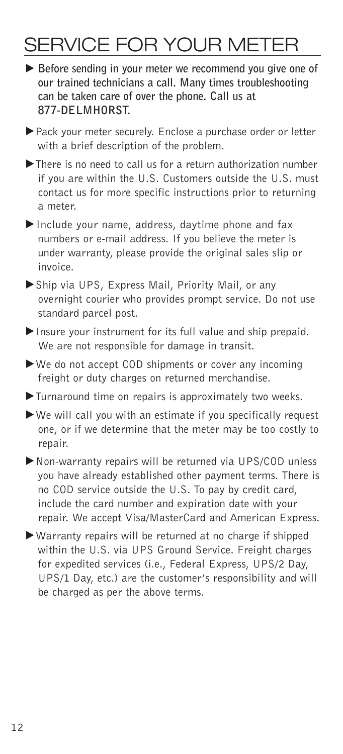# SERVICE FOR YOUR METER

- **Before sending in your meter we recommend you give one of our trained technicians a call. Many times troubleshooting can be taken care of over the phone. Call us at 877-DELMHORST.**
- Pack your meter securely. Enclose a purchase order or letter with a brief description of the problem.
- There is no need to call us for a return authorization number if you are within the U.S. Customers outside the U.S. must contact us for more specific instructions prior to returning a meter.
- Include your name, address, daytime phone and fax numbers or e-mail address. If you believe the meter is under warranty, please provide the original sales slip or invoice.
- Ship via UPS, Express Mail, Priority Mail, or any overnight courier who provides prompt service. Do not use standard parcel post.
- Insure your instrument for its full value and ship prepaid. We are not responsible for damage in transit.
- We do not accept COD shipments or cover any incoming freight or duty charges on returned merchandise.
- Turnaround time on repairs is approximately two weeks.
- We will call you with an estimate if you specifically request one, or if we determine that the meter may be too costly to repair.
- Non-warranty repairs will be returned via UPS/COD unless you have already established other payment terms. There is no COD service outside the U.S. To pay by credit card, include the card number and expiration date with your repair. We accept Visa/MasterCard and American Express.
- Warranty repairs will be returned at no charge if shipped within the U.S. via UPS Ground Service. Freight charges for expedited services (i.e., Federal Express, UPS/2 Day, UPS/1 Day, etc.) are the customer's responsibility and will be charged as per the above terms.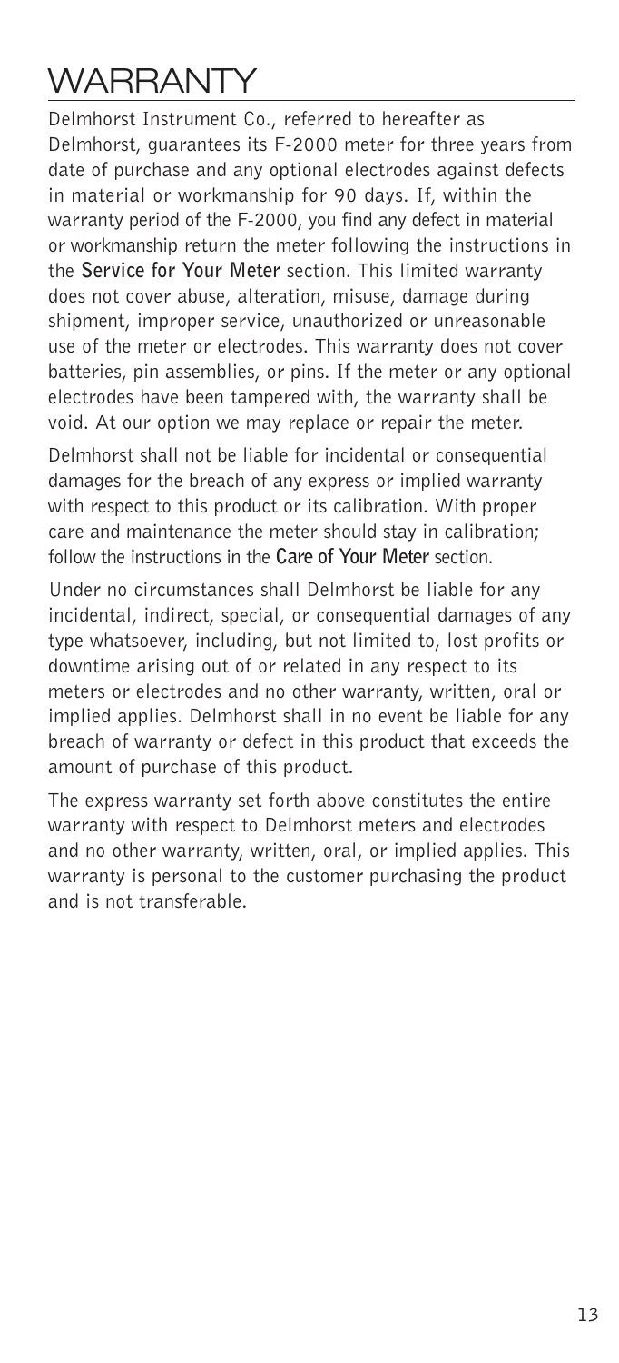# WARRANTY

Delmhorst Instrument Co., referred to hereafter as Delmhorst, guarantees its F-2000 meter for three years from date of purchase and any optional electrodes against defects in material or workmanship for 90 days. If, within the warranty period of the F-2000, you find any defect in material or workmanship return the meter following the instructions in the **Service for Your Meter** section. This limited warranty does not cover abuse, alteration, misuse, damage during shipment, improper service, unauthorized or unreasonable use of the meter or electrodes. This warranty does not cover batteries, pin assemblies, or pins. If the meter or any optional electrodes have been tampered with, the warranty shall be void. At our option we may replace or repair the meter.

Delmhorst shall not be liable for incidental or consequential damages for the breach of any express or implied warranty with respect to this product or its calibration. With proper care and maintenance the meter should stay in calibration; follow the instructions in the **Care of Your Meter** section.

Under no circumstances shall Delmhorst be liable for any incidental, indirect, special, or consequential damages of any type whatsoever, including, but not limited to, lost profits or downtime arising out of or related in any respect to its meters or electrodes and no other warranty, written, oral or implied applies. Delmhorst shall in no event be liable for any breach of warranty or defect in this product that exceeds the amount of purchase of this product.

The express warranty set forth above constitutes the entire warranty with respect to Delmhorst meters and electrodes and no other warranty, written, oral, or implied applies. This warranty is personal to the customer purchasing the product and is not transferable.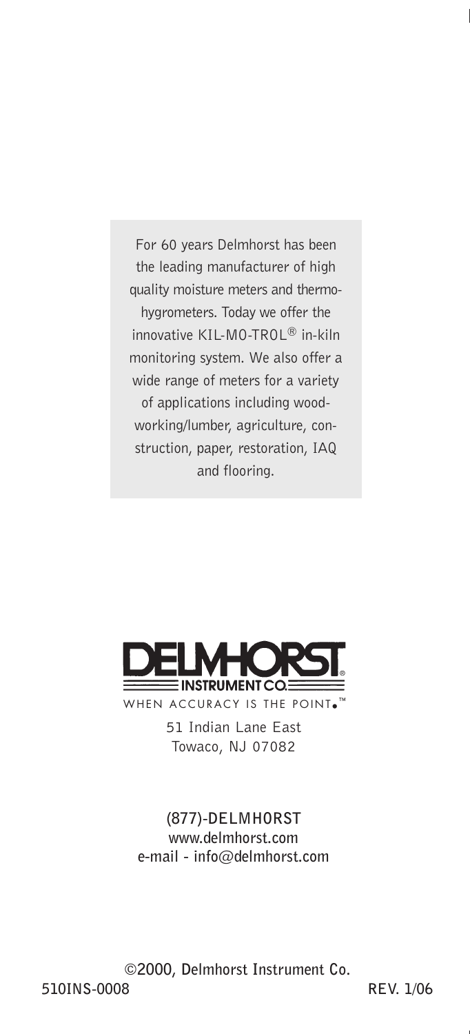For 60 years Delmhorst has been the leading manufacturer of high quality moisture meters and thermo-hygrometers. Today we offer the innovative KIL-MO-TROL® in-kiln monitoring system. We also offer a wide range of meters for a variety of applications including wood-working/lumber, agriculture, construction, paper, restoration, IAQ and flooring.

DELMHORST INSTRUMENT CO.

WHEN ACCURACY IS THE POINT.™

51 Indian Lane East
Towaco, NJ 07082

**(877)-DELMHORST**
**www.delmhorst.com**
**e-mail - info@delmhorst.com**

**©2000, Delmhorst Instrument Co.**

**510INS-0008** **REV. 1/06**